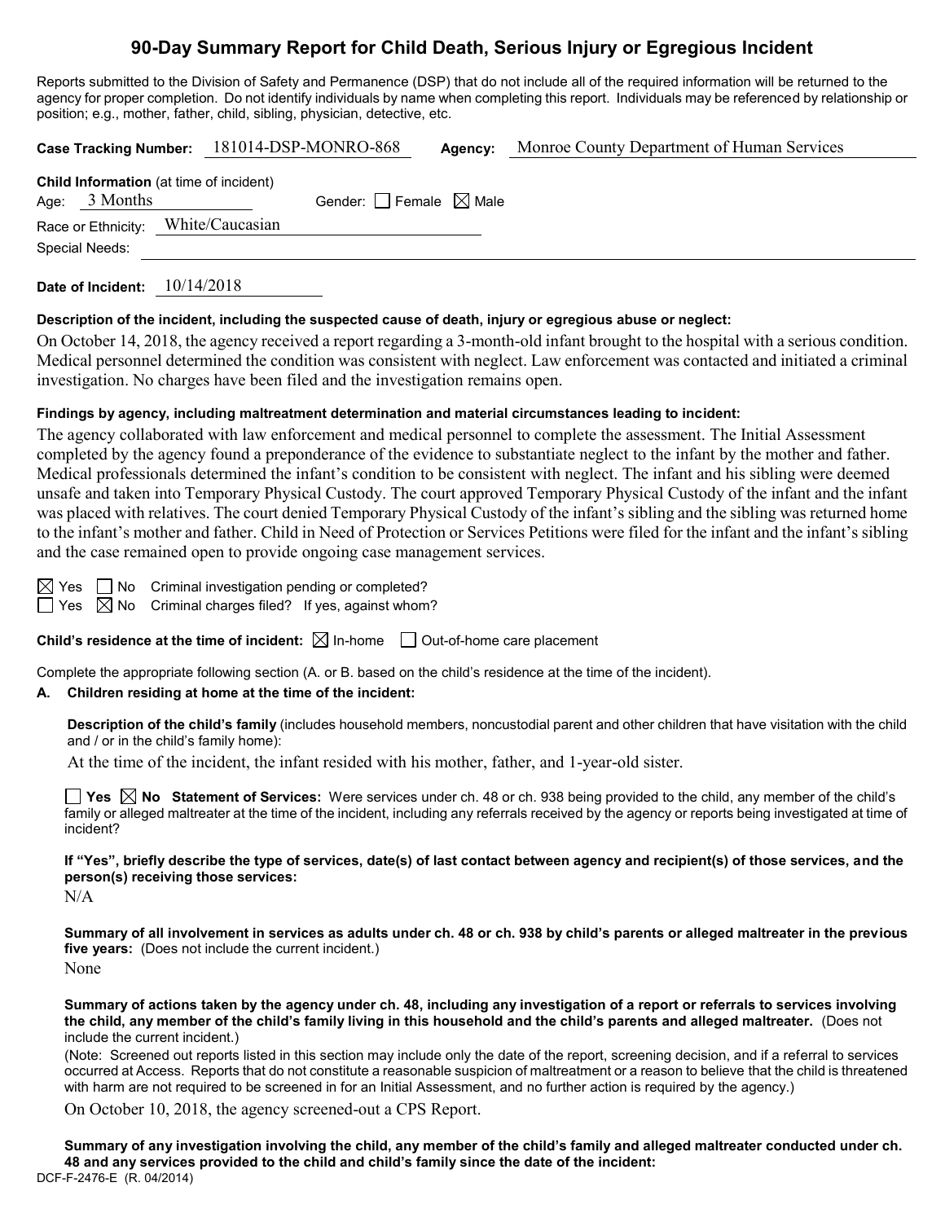# 90-Day Summary Report for Child Death, Serious Injury or Egregious Incident

Reports submitted to the Division of Safety and Permanence (DSP) that do not include all of the required information will be returned to the agency for proper completion. Do not identify individuals by name when completing this report. Individuals may be referenced by relationship or position; e.g., mother, father, child, sibling, physician, detective, etc.

**Case Tracking Number:** 181014-DSP-MONRO-868 **Agency:** Monroe County Department of Human Services

**Child Information** (at time of incident)
Age: 3 Months Gender: ☐ Female ☒ Male
Race or Ethnicity: White/Caucasian
Special Needs:

**Date of Incident:** 10/14/2018

**Description of the incident, including the suspected cause of death, injury or egregious abuse or neglect:**

On October 14, 2018, the agency received a report regarding a 3-month-old infant brought to the hospital with a serious condition. Medical personnel determined the condition was consistent with neglect. Law enforcement was contacted and initiated a criminal investigation. No charges have been filed and the investigation remains open.

**Findings by agency, including maltreatment determination and material circumstances leading to incident:**

The agency collaborated with law enforcement and medical personnel to complete the assessment. The Initial Assessment completed by the agency found a preponderance of the evidence to substantiate neglect to the infant by the mother and father. Medical professionals determined the infant's condition to be consistent with neglect. The infant and his sibling were deemed unsafe and taken into Temporary Physical Custody. The court approved Temporary Physical Custody of the infant and the infant was placed with relatives. The court denied Temporary Physical Custody of the infant's sibling and the sibling was returned home to the infant's mother and father. Child in Need of Protection or Services Petitions were filed for the infant and the infant's sibling and the case remained open to provide ongoing case management services.

☒ Yes ☐ No Criminal investigation pending or completed?
☐ Yes ☒ No Criminal charges filed? If yes, against whom?

**Child's residence at the time of incident:** ☒ In-home ☐ Out-of-home care placement

Complete the appropriate following section (A. or B. based on the child's residence at the time of the incident).

**A. Children residing at home at the time of the incident:**

**Description of the child's family** (includes household members, noncustodial parent and other children that have visitation with the child and / or in the child's family home):

At the time of the incident, the infant resided with his mother, father, and 1-year-old sister.

☐ **Yes** ☒ **No Statement of Services:** Were services under ch. 48 or ch. 938 being provided to the child, any member of the child's family or alleged maltreater at the time of the incident, including any referrals received by the agency or reports being investigated at time of incident?

**If "Yes", briefly describe the type of services, date(s) of last contact between agency and recipient(s) of those services, and the person(s) receiving those services:**

N/A

**Summary of all involvement in services as adults under ch. 48 or ch. 938 by child's parents or alleged maltreater in the previous five years:** (Does not include the current incident.)

None

**Summary of actions taken by the agency under ch. 48, including any investigation of a report or referrals to services involving the child, any member of the child's family living in this household and the child's parents and alleged maltreater.** (Does not include the current incident.)

(Note: Screened out reports listed in this section may include only the date of the report, screening decision, and if a referral to services occurred at Access. Reports that do not constitute a reasonable suspicion of maltreatment or a reason to believe that the child is threatened with harm are not required to be screened in for an Initial Assessment, and no further action is required by the agency.)

On October 10, 2018, the agency screened-out a CPS Report.

**Summary of any investigation involving the child, any member of the child's family and alleged maltreater conducted under ch. 48 and any services provided to the child and child's family since the date of the incident:**

DCF-F-2476-E (R. 04/2014)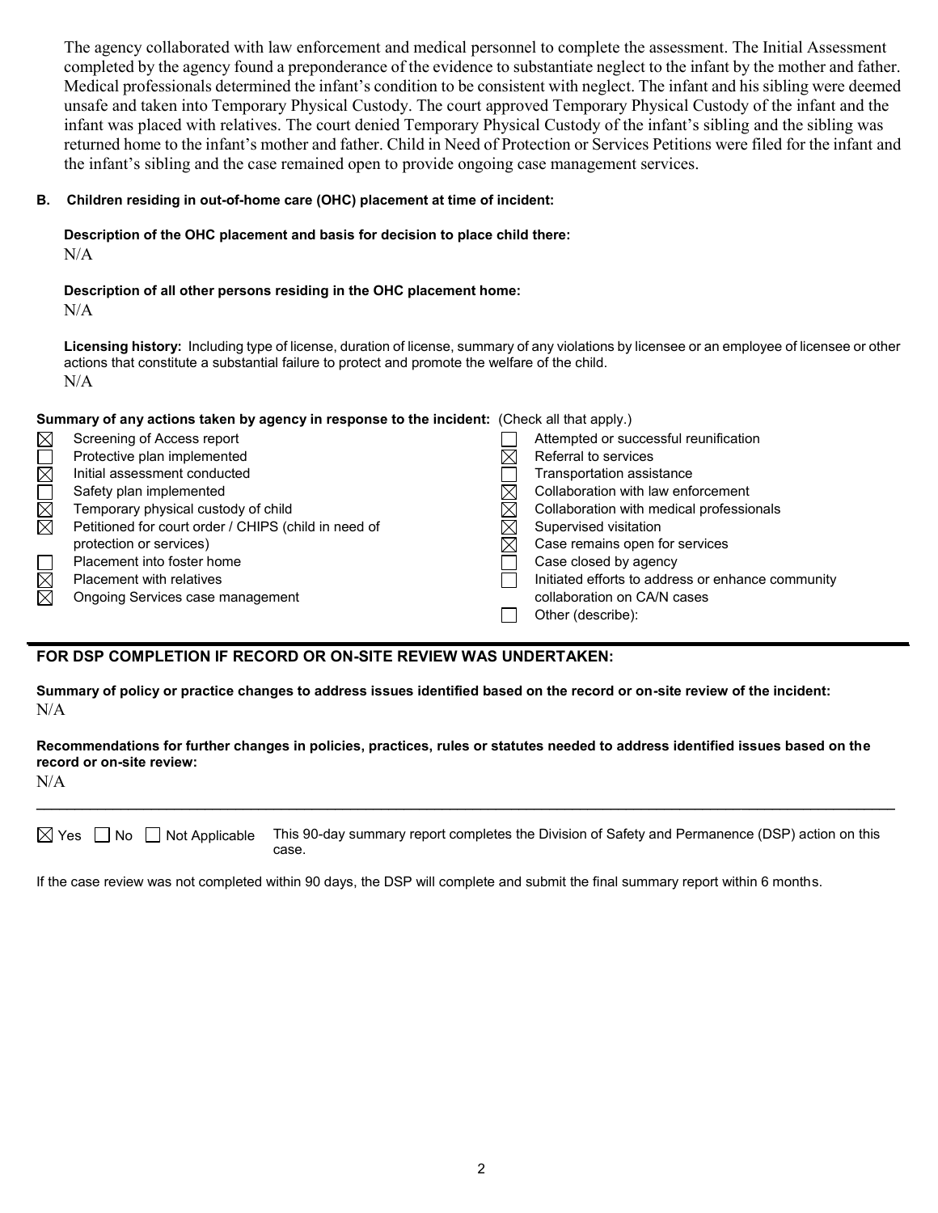The agency collaborated with law enforcement and medical personnel to complete the assessment. The Initial Assessment completed by the agency found a preponderance of the evidence to substantiate neglect to the infant by the mother and father. Medical professionals determined the infant's condition to be consistent with neglect. The infant and his sibling were deemed unsafe and taken into Temporary Physical Custody. The court approved Temporary Physical Custody of the infant and the infant was placed with relatives. The court denied Temporary Physical Custody of the infant's sibling and the sibling was returned home to the infant's mother and father. Child in Need of Protection or Services Petitions were filed for the infant and the infant's sibling and the case remained open to provide ongoing case management services.

**B. Children residing in out-of-home care (OHC) placement at time of incident:**

**Description of the OHC placement and basis for decision to place child there:**
N/A

**Description of all other persons residing in the OHC placement home:**
N/A

**Licensing history:** Including type of license, duration of license, summary of any violations by licensee or an employee of licensee or other actions that constitute a substantial failure to protect and promote the welfare of the child.
N/A

**Summary of any actions taken by agency in response to the incident:** (Check all that apply.)

- ☒ Screening of Access report
- ☐ Protective plan implemented
- ☒ Initial assessment conducted
- ☐ Safety plan implemented
- ☒ Temporary physical custody of child
- ☒ Petitioned for court order / CHIPS (child in need of protection or services)
- ☐ Placement into foster home
- ☒ Placement with relatives
- ☒ Ongoing Services case management
- ☐ Attempted or successful reunification
- ☒ Referral to services
- ☐ Transportation assistance
- ☒ Collaboration with law enforcement
- ☒ Collaboration with medical professionals
- ☒ Supervised visitation
- ☒ Case remains open for services
- ☐ Case closed by agency
- ☐ Initiated efforts to address or enhance community collaboration on CA/N cases
- ☐ Other (describe):

## FOR DSP COMPLETION IF RECORD OR ON-SITE REVIEW WAS UNDERTAKEN:

**Summary of policy or practice changes to address issues identified based on the record or on-site review of the incident:**
N/A

**Recommendations for further changes in policies, practices, rules or statutes needed to address identified issues based on the record or on-site review:**
N/A

☒ Yes ☐ No ☐ Not Applicable This 90-day summary report completes the Division of Safety and Permanence (DSP) action on this case.

If the case review was not completed within 90 days, the DSP will complete and submit the final summary report within 6 months.